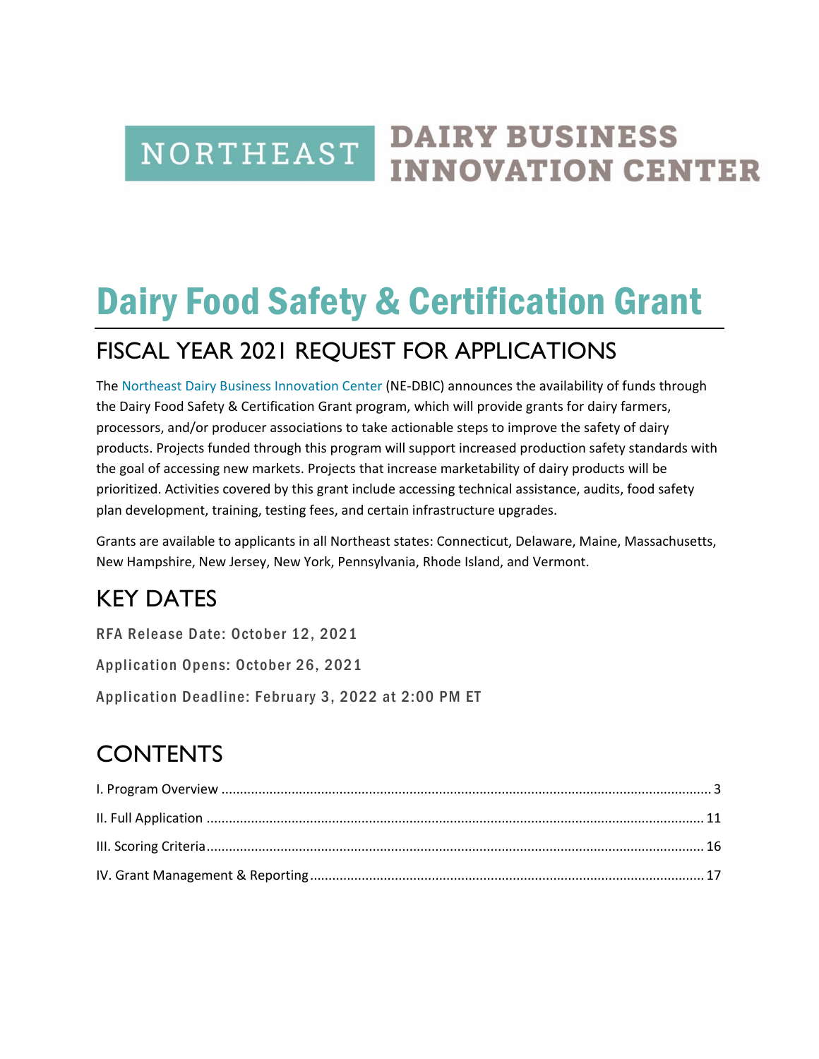NORTHEAST DAIRY BUSINESS INNOVATION CENTER

# Dairy Food Safety & Certification Grant

## FISCAL YEAR 2021 REQUEST FOR APPLICATIONS

The Northeast Dairy Business Innovation Center (NE-DBIC) announces the availability of funds through the Dairy Food Safety & Certification Grant program, which will provide grants for dairy farmers, processors, and/or producer associations to take actionable steps to improve the safety of dairy products. Projects funded through this program will support increased production safety standards with the goal of accessing new markets. Projects that increase marketability of dairy products will be prioritized. Activities covered by this grant include accessing technical assistance, audits, food safety plan development, training, testing fees, and certain infrastructure upgrades.

Grants are available to applicants in all Northeast states: Connecticut, Delaware, Maine, Massachusetts, New Hampshire, New Jersey, New York, Pennsylvania, Rhode Island, and Vermont.

## KEY DATES

RFA Release Date: October 12, 2021

Application Opens: October 26, 2021

Application Deadline: February 3, 2022 at 2:00 PM ET

## CONTENTS

I. Program Overview ..... 3

II. Full Application ..... 11

III. Scoring Criteria ..... 16

IV. Grant Management & Reporting ..... 17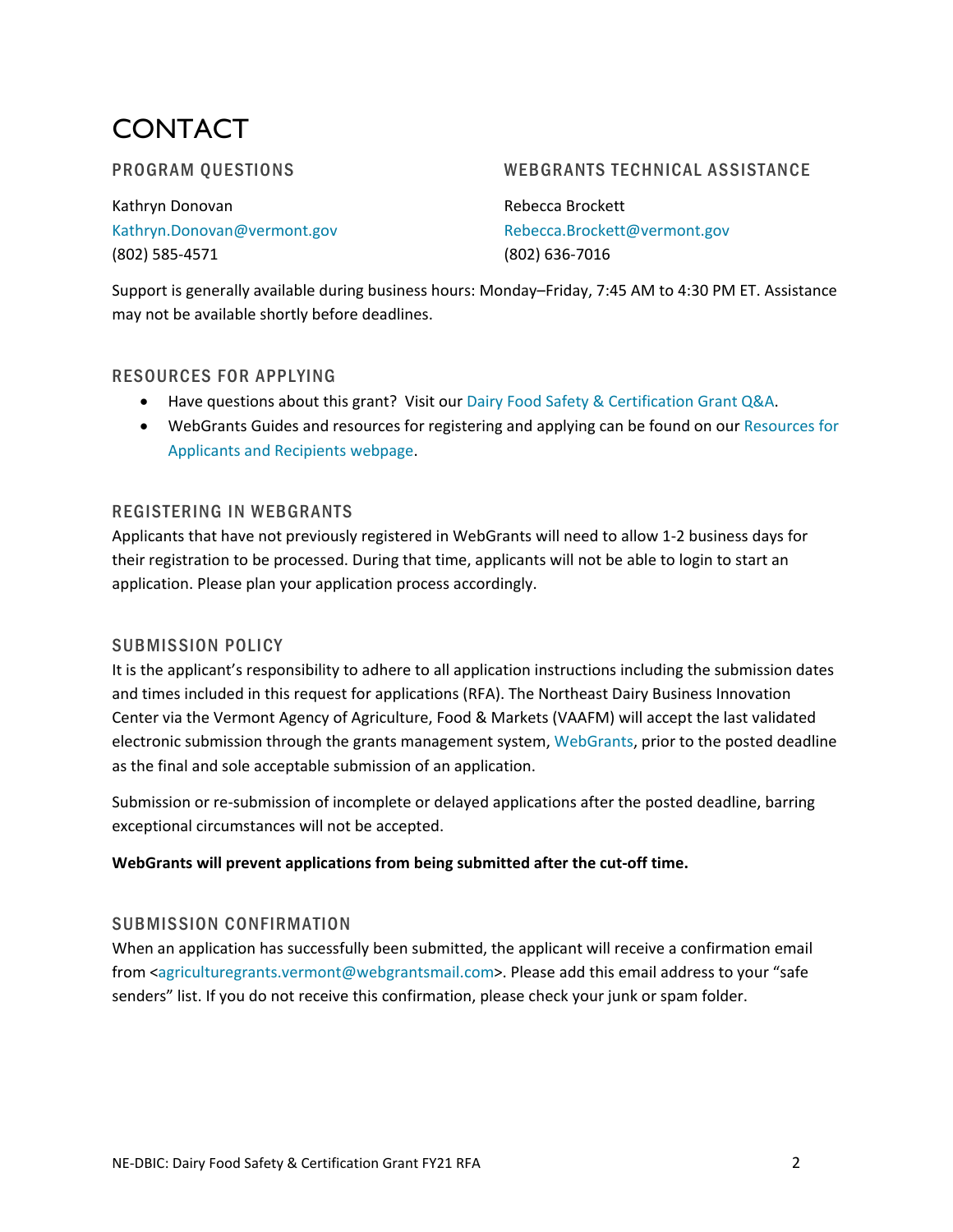# CONTACT

### PROGRAM QUESTIONS

Kathryn Donovan
Kathryn.Donovan@vermont.gov
(802) 585-4571

### WEBGRANTS TECHNICAL ASSISTANCE

Rebecca Brockett
Rebecca.Brockett@vermont.gov
(802) 636-7016

Support is generally available during business hours: Monday–Friday, 7:45 AM to 4:30 PM ET. Assistance may not be available shortly before deadlines.

### RESOURCES FOR APPLYING

- Have questions about this grant? Visit our Dairy Food Safety & Certification Grant Q&A.
- WebGrants Guides and resources for registering and applying can be found on our Resources for Applicants and Recipients webpage.

### REGISTERING IN WEBGRANTS

Applicants that have not previously registered in WebGrants will need to allow 1-2 business days for their registration to be processed. During that time, applicants will not be able to login to start an application. Please plan your application process accordingly.

### SUBMISSION POLICY

It is the applicant's responsibility to adhere to all application instructions including the submission dates and times included in this request for applications (RFA). The Northeast Dairy Business Innovation Center via the Vermont Agency of Agriculture, Food & Markets (VAAFM) will accept the last validated electronic submission through the grants management system, WebGrants, prior to the posted deadline as the final and sole acceptable submission of an application.

Submission or re-submission of incomplete or delayed applications after the posted deadline, barring exceptional circumstances will not be accepted.

**WebGrants will prevent applications from being submitted after the cut-off time.**

### SUBMISSION CONFIRMATION

When an application has successfully been submitted, the applicant will receive a confirmation email from <agriculturegrants.vermont@webgrantsmail.com>. Please add this email address to your "safe senders" list. If you do not receive this confirmation, please check your junk or spam folder.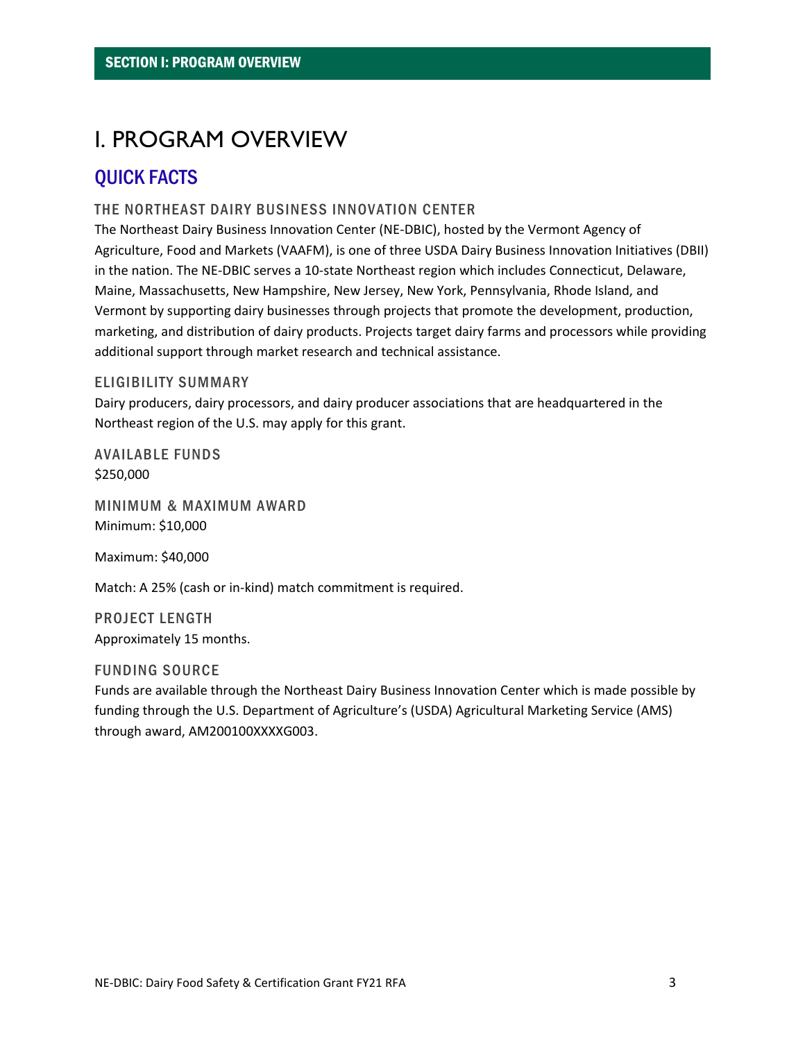# I. PROGRAM OVERVIEW

## QUICK FACTS

### THE NORTHEAST DAIRY BUSINESS INNOVATION CENTER

The Northeast Dairy Business Innovation Center (NE-DBIC), hosted by the Vermont Agency of Agriculture, Food and Markets (VAAFM), is one of three USDA Dairy Business Innovation Initiatives (DBII) in the nation. The NE-DBIC serves a 10-state Northeast region which includes Connecticut, Delaware, Maine, Massachusetts, New Hampshire, New Jersey, New York, Pennsylvania, Rhode Island, and Vermont by supporting dairy businesses through projects that promote the development, production, marketing, and distribution of dairy products. Projects target dairy farms and processors while providing additional support through market research and technical assistance.

### ELIGIBILITY SUMMARY

Dairy producers, dairy processors, and dairy producer associations that are headquartered in the Northeast region of the U.S. may apply for this grant.

### AVAILABLE FUNDS

$250,000

### MINIMUM & MAXIMUM AWARD

Minimum: $10,000

Maximum: $40,000

Match: A 25% (cash or in-kind) match commitment is required.

### PROJECT LENGTH

Approximately 15 months.

### FUNDING SOURCE

Funds are available through the Northeast Dairy Business Innovation Center which is made possible by funding through the U.S. Department of Agriculture's (USDA) Agricultural Marketing Service (AMS) through award, AM200100XXXXG003.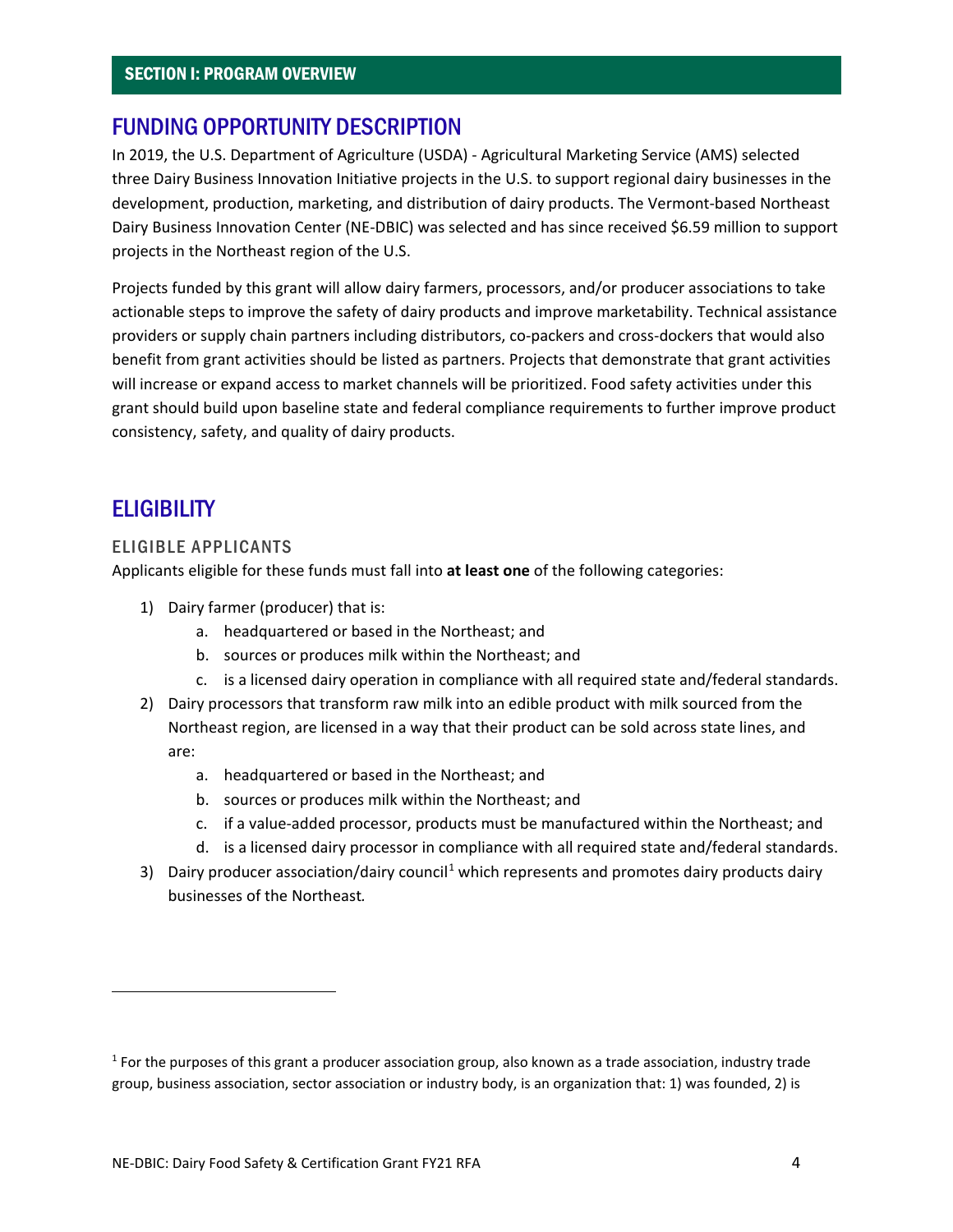## SECTION I: PROGRAM OVERVIEW

## FUNDING OPPORTUNITY DESCRIPTION

In 2019, the U.S. Department of Agriculture (USDA) - Agricultural Marketing Service (AMS) selected three Dairy Business Innovation Initiative projects in the U.S. to support regional dairy businesses in the development, production, marketing, and distribution of dairy products. The Vermont-based Northeast Dairy Business Innovation Center (NE-DBIC) was selected and has since received $6.59 million to support projects in the Northeast region of the U.S.

Projects funded by this grant will allow dairy farmers, processors, and/or producer associations to take actionable steps to improve the safety of dairy products and improve marketability. Technical assistance providers or supply chain partners including distributors, co-packers and cross-dockers that would also benefit from grant activities should be listed as partners. Projects that demonstrate that grant activities will increase or expand access to market channels will be prioritized. Food safety activities under this grant should build upon baseline state and federal compliance requirements to further improve product consistency, safety, and quality of dairy products.

## ELIGIBILITY

### ELIGIBLE APPLICANTS

Applicants eligible for these funds must fall into **at least one** of the following categories:

1) Dairy farmer (producer) that is:
   a. headquartered or based in the Northeast; and
   b. sources or produces milk within the Northeast; and
   c. is a licensed dairy operation in compliance with all required state and/federal standards.
2) Dairy processors that transform raw milk into an edible product with milk sourced from the Northeast region, are licensed in a way that their product can be sold across state lines, and are:
   a. headquartered or based in the Northeast; and
   b. sources or produces milk within the Northeast; and
   c. if a value-added processor, products must be manufactured within the Northeast; and
   d. is a licensed dairy processor in compliance with all required state and/federal standards.
3) Dairy producer association/dairy council[1] which represents and promotes dairy products dairy businesses of the Northeast.

---

[1] For the purposes of this grant a producer association group, also known as a trade association, industry trade group, business association, sector association or industry body, is an organization that: 1) was founded, 2) is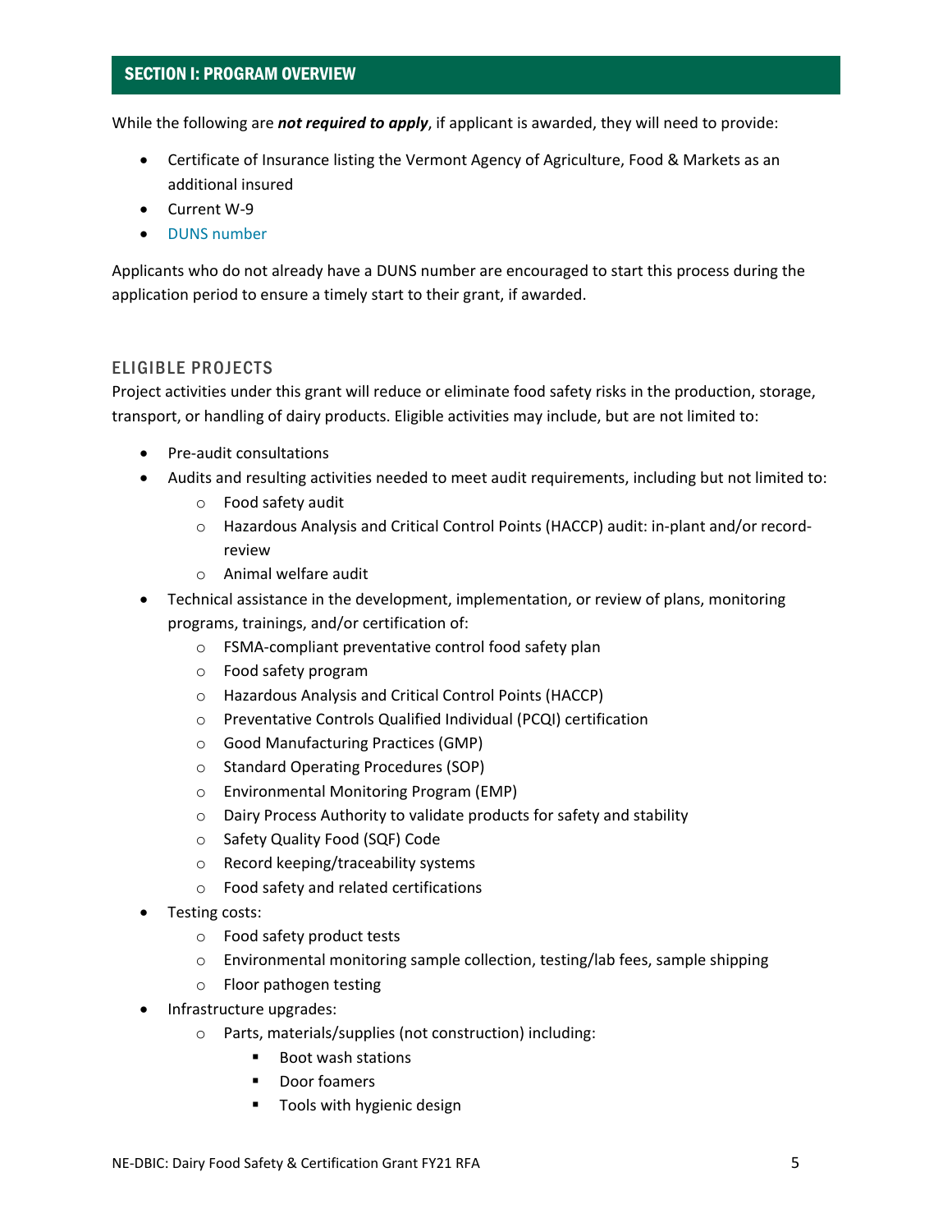## SECTION I: PROGRAM OVERVIEW

While the following are ***not required to apply***, if applicant is awarded, they will need to provide:

- Certificate of Insurance listing the Vermont Agency of Agriculture, Food & Markets as an additional insured
- Current W-9
- DUNS number

Applicants who do not already have a DUNS number are encouraged to start this process during the application period to ensure a timely start to their grant, if awarded.

### ELIGIBLE PROJECTS

Project activities under this grant will reduce or eliminate food safety risks in the production, storage, transport, or handling of dairy products. Eligible activities may include, but are not limited to:

- Pre-audit consultations
- Audits and resulting activities needed to meet audit requirements, including but not limited to:
  - Food safety audit
  - Hazardous Analysis and Critical Control Points (HACCP) audit: in-plant and/or record-review
  - Animal welfare audit
- Technical assistance in the development, implementation, or review of plans, monitoring programs, trainings, and/or certification of:
  - FSMA-compliant preventative control food safety plan
  - Food safety program
  - Hazardous Analysis and Critical Control Points (HACCP)
  - Preventative Controls Qualified Individual (PCQI) certification
  - Good Manufacturing Practices (GMP)
  - Standard Operating Procedures (SOP)
  - Environmental Monitoring Program (EMP)
  - Dairy Process Authority to validate products for safety and stability
  - Safety Quality Food (SQF) Code
  - Record keeping/traceability systems
  - Food safety and related certifications
- Testing costs:
  - Food safety product tests
  - Environmental monitoring sample collection, testing/lab fees, sample shipping
  - Floor pathogen testing
- Infrastructure upgrades:
  - Parts, materials/supplies (not construction) including:
    - Boot wash stations
    - Door foamers
    - Tools with hygienic design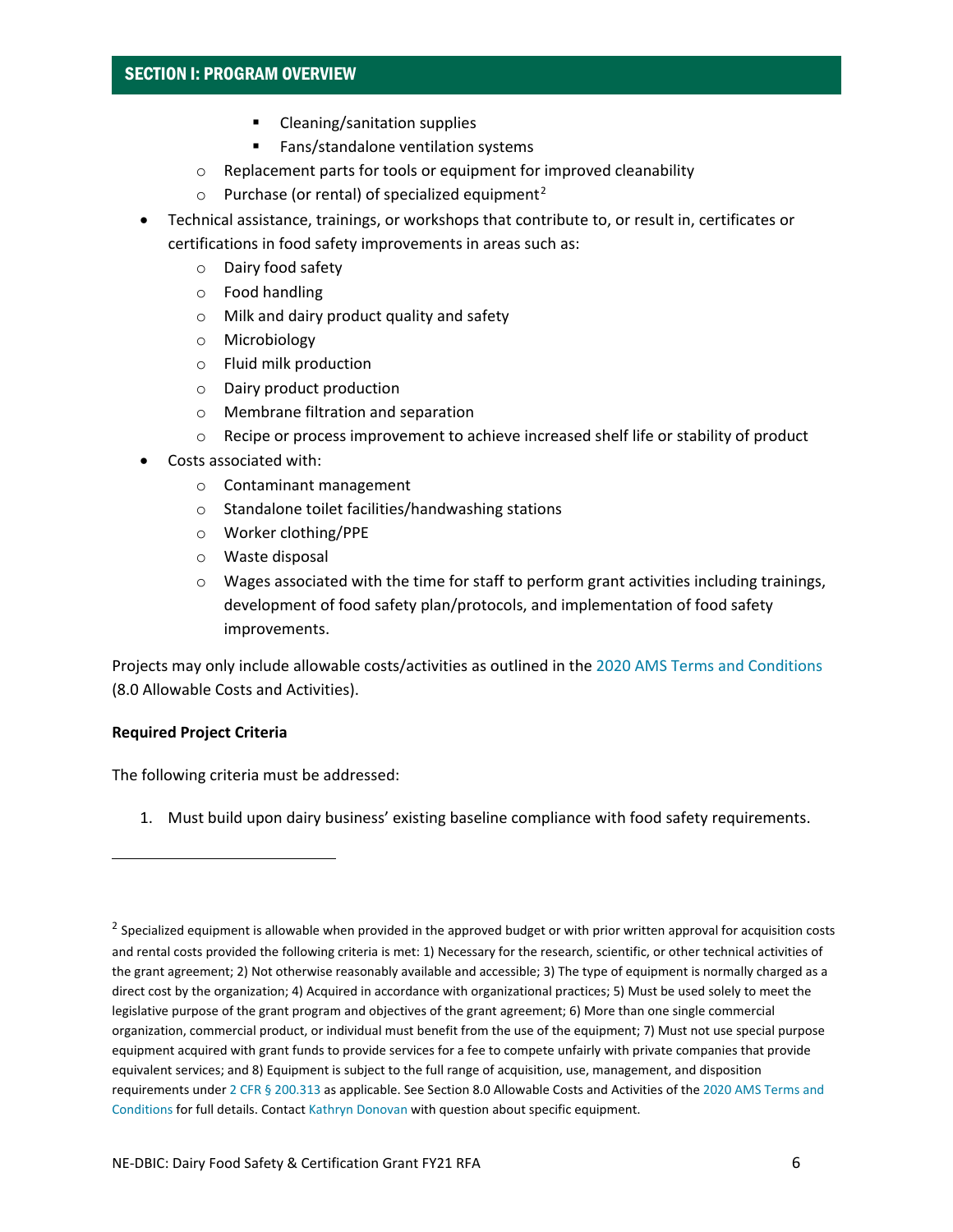- Cleaning/sanitation supplies
        - Fans/standalone ventilation systems
    - Replacement parts for tools or equipment for improved cleanability
    - Purchase (or rental) of specialized equipment[2]
- Technical assistance, trainings, or workshops that contribute to, or result in, certificates or certifications in food safety improvements in areas such as:
    - Dairy food safety
    - Food handling
    - Milk and dairy product quality and safety
    - Microbiology
    - Fluid milk production
    - Dairy product production
    - Membrane filtration and separation
    - Recipe or process improvement to achieve increased shelf life or stability of product
- Costs associated with:
    - Contaminant management
    - Standalone toilet facilities/handwashing stations
    - Worker clothing/PPE
    - Waste disposal
    - Wages associated with the time for staff to perform grant activities including trainings, development of food safety plan/protocols, and implementation of food safety improvements.

Projects may only include allowable costs/activities as outlined in the 2020 AMS Terms and Conditions (8.0 Allowable Costs and Activities).

**Required Project Criteria**

The following criteria must be addressed:

1. Must build upon dairy business' existing baseline compliance with food safety requirements.

---

[2] Specialized equipment is allowable when provided in the approved budget or with prior written approval for acquisition costs and rental costs provided the following criteria is met: 1) Necessary for the research, scientific, or other technical activities of the grant agreement; 2) Not otherwise reasonably available and accessible; 3) The type of equipment is normally charged as a direct cost by the organization; 4) Acquired in accordance with organizational practices; 5) Must be used solely to meet the legislative purpose of the grant program and objectives of the grant agreement; 6) More than one single commercial organization, commercial product, or individual must benefit from the use of the equipment; 7) Must not use special purpose equipment acquired with grant funds to provide services for a fee to compete unfairly with private companies that provide equivalent services; and 8) Equipment is subject to the full range of acquisition, use, management, and disposition requirements under 2 CFR § 200.313 as applicable. See Section 8.0 Allowable Costs and Activities of the 2020 AMS Terms and Conditions for full details. Contact Kathryn Donovan with question about specific equipment.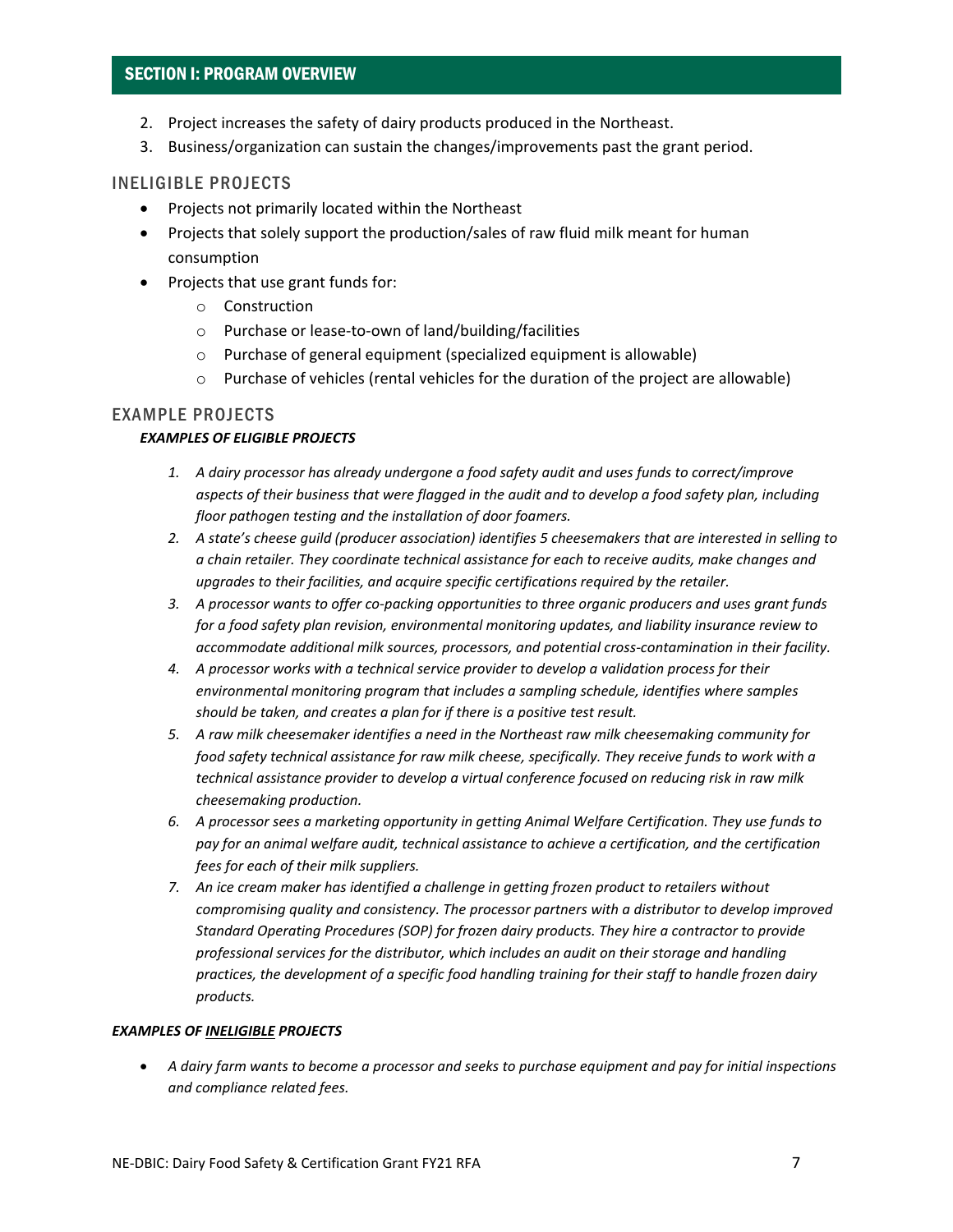## SECTION I: PROGRAM OVERVIEW

2. Project increases the safety of dairy products produced in the Northeast.
3. Business/organization can sustain the changes/improvements past the grant period.

### INELIGIBLE PROJECTS

- Projects not primarily located within the Northeast
- Projects that solely support the production/sales of raw fluid milk meant for human consumption
- Projects that use grant funds for:
  - Construction
  - Purchase or lease-to-own of land/building/facilities
  - Purchase of general equipment (specialized equipment is allowable)
  - Purchase of vehicles (rental vehicles for the duration of the project are allowable)

### EXAMPLE PROJECTS

***EXAMPLES OF ELIGIBLE PROJECTS***

1. *A dairy processor has already undergone a food safety audit and uses funds to correct/improve aspects of their business that were flagged in the audit and to develop a food safety plan, including floor pathogen testing and the installation of door foamers.*
2. *A state's cheese guild (producer association) identifies 5 cheesemakers that are interested in selling to a chain retailer. They coordinate technical assistance for each to receive audits, make changes and upgrades to their facilities, and acquire specific certifications required by the retailer.*
3. *A processor wants to offer co-packing opportunities to three organic producers and uses grant funds for a food safety plan revision, environmental monitoring updates, and liability insurance review to accommodate additional milk sources, processors, and potential cross-contamination in their facility.*
4. *A processor works with a technical service provider to develop a validation process for their environmental monitoring program that includes a sampling schedule, identifies where samples should be taken, and creates a plan for if there is a positive test result.*
5. *A raw milk cheesemaker identifies a need in the Northeast raw milk cheesemaking community for food safety technical assistance for raw milk cheese, specifically. They receive funds to work with a technical assistance provider to develop a virtual conference focused on reducing risk in raw milk cheesemaking production.*
6. *A processor sees a marketing opportunity in getting Animal Welfare Certification. They use funds to pay for an animal welfare audit, technical assistance to achieve a certification, and the certification fees for each of their milk suppliers.*
7. *An ice cream maker has identified a challenge in getting frozen product to retailers without compromising quality and consistency. The processor partners with a distributor to develop improved Standard Operating Procedures (SOP) for frozen dairy products. They hire a contractor to provide professional services for the distributor, which includes an audit on their storage and handling practices, the development of a specific food handling training for their staff to handle frozen dairy products.*

***EXAMPLES OF INELIGIBLE PROJECTS***

- *A dairy farm wants to become a processor and seeks to purchase equipment and pay for initial inspections and compliance related fees.*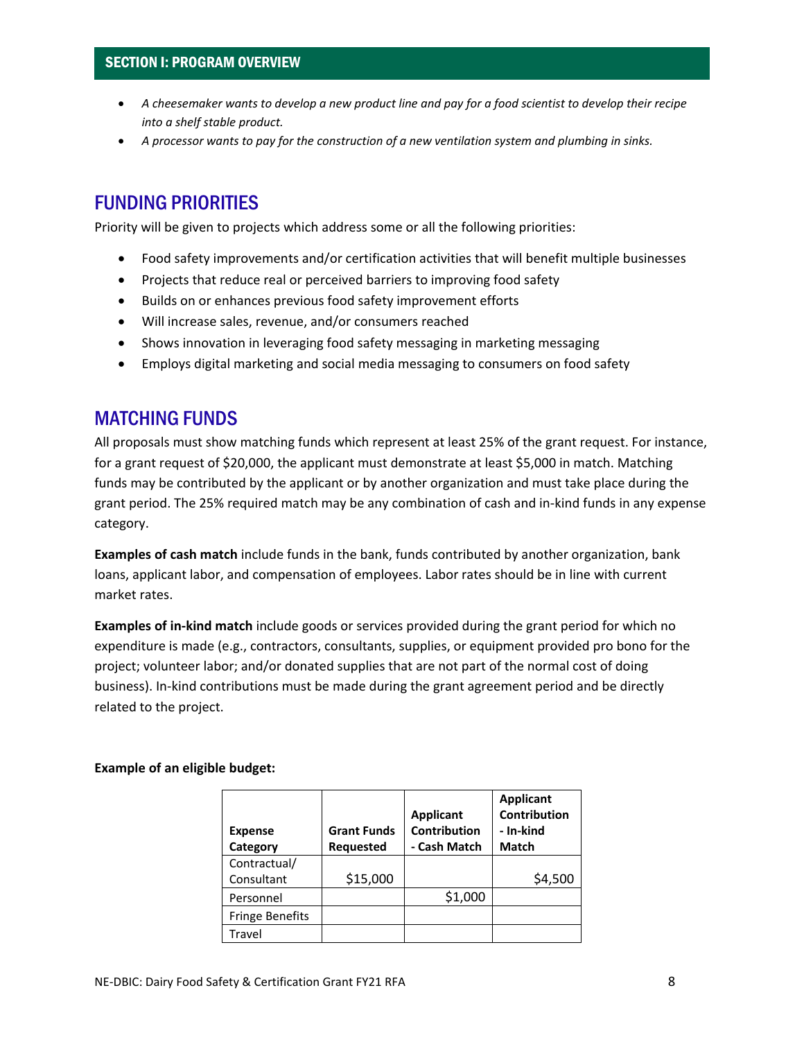- *A cheesemaker wants to develop a new product line and pay for a food scientist to develop their recipe into a shelf stable product.*
- *A processor wants to pay for the construction of a new ventilation system and plumbing in sinks.*

## FUNDING PRIORITIES

Priority will be given to projects which address some or all the following priorities:

- Food safety improvements and/or certification activities that will benefit multiple businesses
- Projects that reduce real or perceived barriers to improving food safety
- Builds on or enhances previous food safety improvement efforts
- Will increase sales, revenue, and/or consumers reached
- Shows innovation in leveraging food safety messaging in marketing messaging
- Employs digital marketing and social media messaging to consumers on food safety

## MATCHING FUNDS

All proposals must show matching funds which represent at least 25% of the grant request. For instance, for a grant request of $20,000, the applicant must demonstrate at least $5,000 in match. Matching funds may be contributed by the applicant or by another organization and must take place during the grant period. The 25% required match may be any combination of cash and in-kind funds in any expense category.

**Examples of cash match** include funds in the bank, funds contributed by another organization, bank loans, applicant labor, and compensation of employees. Labor rates should be in line with current market rates.

**Examples of in-kind match** include goods or services provided during the grant period for which no expenditure is made (e.g., contractors, consultants, supplies, or equipment provided pro bono for the project; volunteer labor; and/or donated supplies that are not part of the normal cost of doing business). In-kind contributions must be made during the grant agreement period and be directly related to the project.

**Example of an eligible budget:**

| Expense Category | Grant Funds Requested | Applicant Contribution - Cash Match | Applicant Contribution - In-kind Match |
|---|---|---|---|
| Contractual/ Consultant | $15,000 | | $4,500 |
| Personnel | | $1,000 | |
| Fringe Benefits | | | |
| Travel | | | |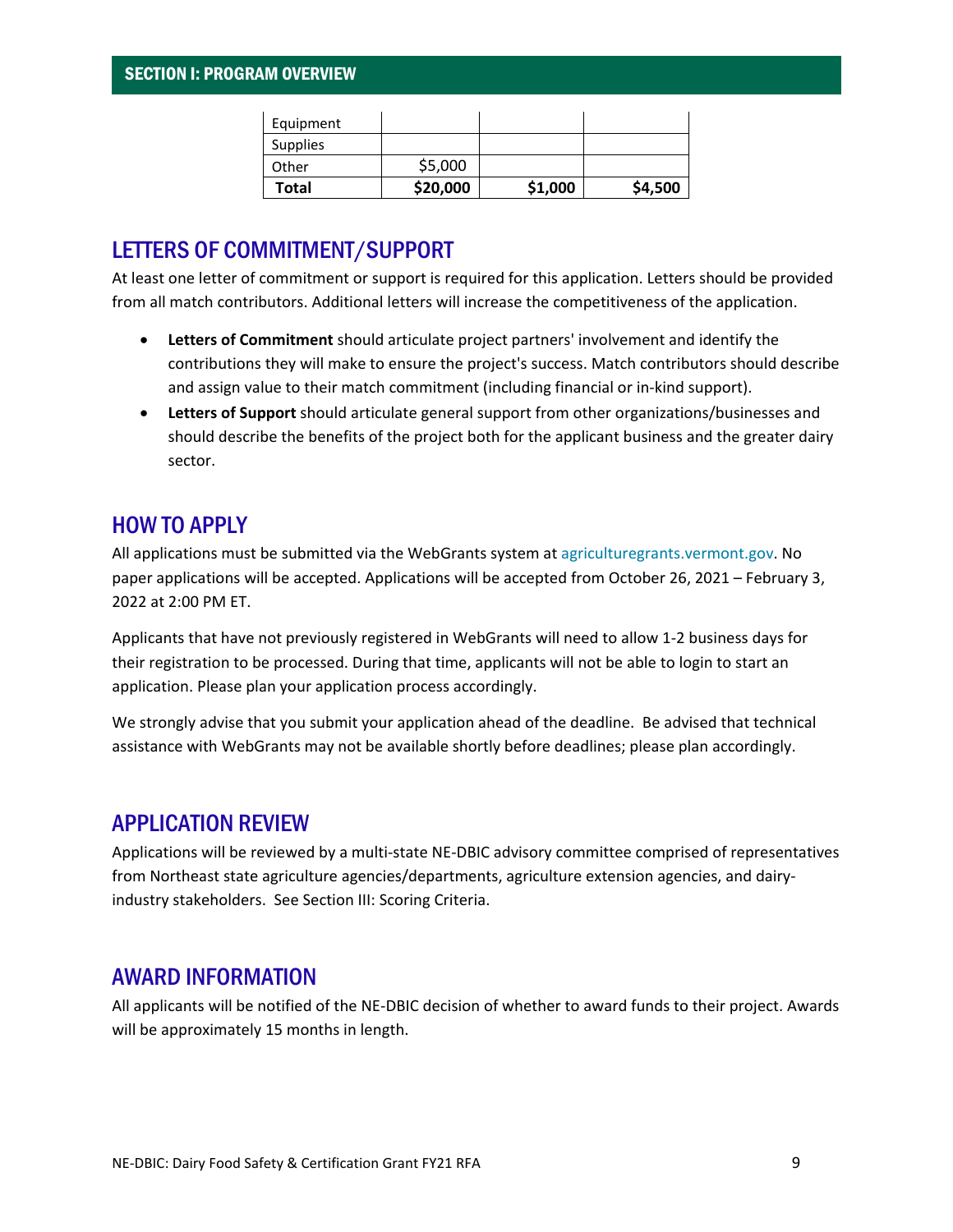| | | | |
|---|---|---|---|
| Equipment | | | |
| Supplies | | | |
| Other | $5,000 | | |
| **Total** | **$20,000** | **$1,000** | **$4,500** |

## LETTERS OF COMMITMENT/SUPPORT

At least one letter of commitment or support is required for this application. Letters should be provided from all match contributors. Additional letters will increase the competitiveness of the application.

- **Letters of Commitment** should articulate project partners' involvement and identify the contributions they will make to ensure the project's success. Match contributors should describe and assign value to their match commitment (including financial or in-kind support).
- **Letters of Support** should articulate general support from other organizations/businesses and should describe the benefits of the project both for the applicant business and the greater dairy sector.

## HOW TO APPLY

All applications must be submitted via the WebGrants system at agriculturegrants.vermont.gov. No paper applications will be accepted. Applications will be accepted from October 26, 2021 – February 3, 2022 at 2:00 PM ET.

Applicants that have not previously registered in WebGrants will need to allow 1-2 business days for their registration to be processed. During that time, applicants will not be able to login to start an application. Please plan your application process accordingly.

We strongly advise that you submit your application ahead of the deadline. Be advised that technical assistance with WebGrants may not be available shortly before deadlines; please plan accordingly.

## APPLICATION REVIEW

Applications will be reviewed by a multi-state NE-DBIC advisory committee comprised of representatives from Northeast state agriculture agencies/departments, agriculture extension agencies, and dairy-industry stakeholders. See Section III: Scoring Criteria.

## AWARD INFORMATION

All applicants will be notified of the NE-DBIC decision of whether to award funds to their project. Awards will be approximately 15 months in length.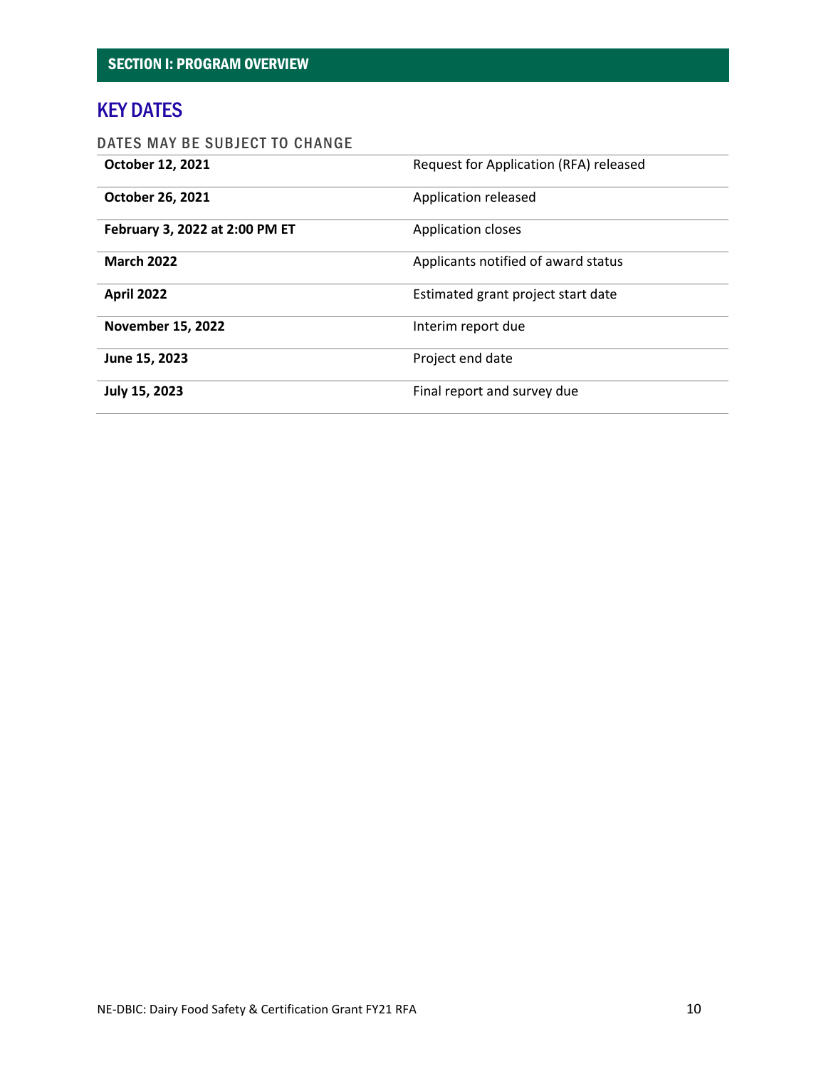## SECTION I: PROGRAM OVERVIEW

# KEY DATES

DATES MAY BE SUBJECT TO CHANGE

| | |
|---|---|
| **October 12, 2021** | Request for Application (RFA) released |
| **October 26, 2021** | Application released |
| **February 3, 2022 at 2:00 PM ET** | Application closes |
| **March 2022** | Applicants notified of award status |
| **April 2022** | Estimated grant project start date |
| **November 15, 2022** | Interim report due |
| **June 15, 2023** | Project end date |
| **July 15, 2023** | Final report and survey due |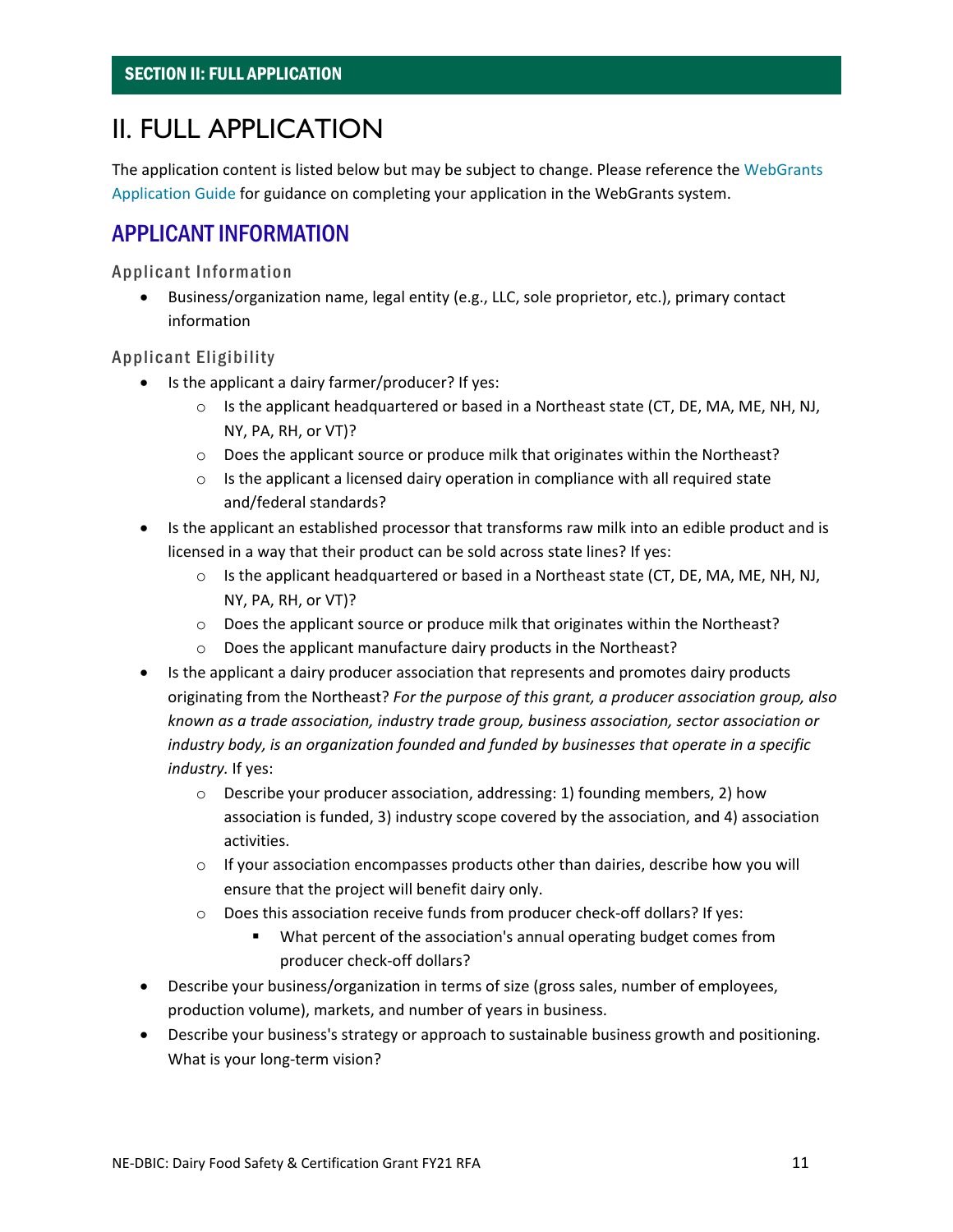# II. FULL APPLICATION

The application content is listed below but may be subject to change. Please reference the WebGrants Application Guide for guidance on completing your application in the WebGrants system.

## APPLICANT INFORMATION

### Applicant Information

- Business/organization name, legal entity (e.g., LLC, sole proprietor, etc.), primary contact information

### Applicant Eligibility

- Is the applicant a dairy farmer/producer? If yes:
    - Is the applicant headquartered or based in a Northeast state (CT, DE, MA, ME, NH, NJ, NY, PA, RH, or VT)?
    - Does the applicant source or produce milk that originates within the Northeast?
    - Is the applicant a licensed dairy operation in compliance with all required state and/federal standards?
- Is the applicant an established processor that transforms raw milk into an edible product and is licensed in a way that their product can be sold across state lines? If yes:
    - Is the applicant headquartered or based in a Northeast state (CT, DE, MA, ME, NH, NJ, NY, PA, RH, or VT)?
    - Does the applicant source or produce milk that originates within the Northeast?
    - Does the applicant manufacture dairy products in the Northeast?
- Is the applicant a dairy producer association that represents and promotes dairy products originating from the Northeast? *For the purpose of this grant, a producer association group, also known as a trade association, industry trade group, business association, sector association or industry body, is an organization founded and funded by businesses that operate in a specific industry.* If yes:
    - Describe your producer association, addressing: 1) founding members, 2) how association is funded, 3) industry scope covered by the association, and 4) association activities.
    - If your association encompasses products other than dairies, describe how you will ensure that the project will benefit dairy only.
    - Does this association receive funds from producer check-off dollars? If yes:
        - What percent of the association's annual operating budget comes from producer check-off dollars?
- Describe your business/organization in terms of size (gross sales, number of employees, production volume), markets, and number of years in business.
- Describe your business's strategy or approach to sustainable business growth and positioning. What is your long-term vision?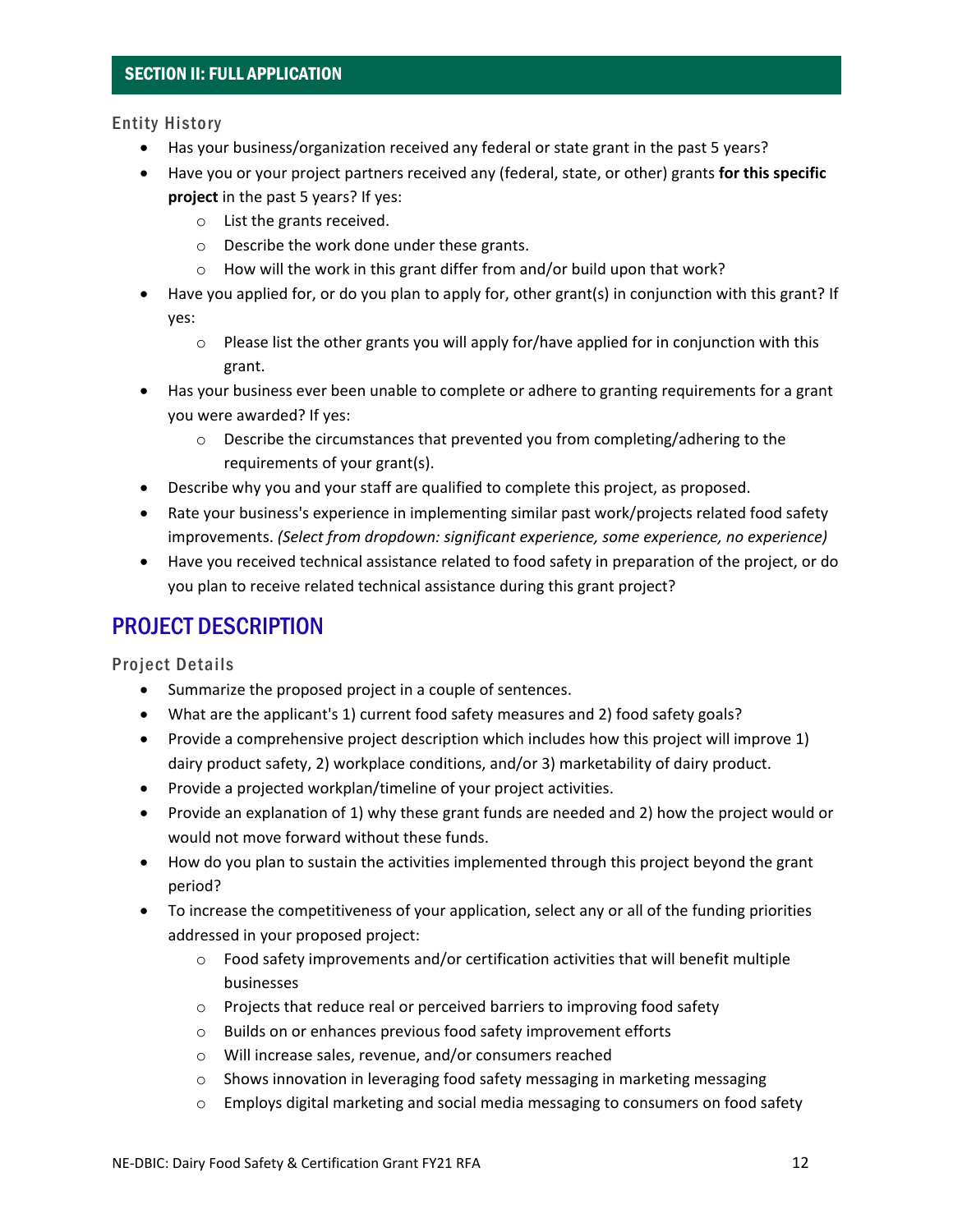## SECTION II: FULL APPLICATION

### Entity History

- Has your business/organization received any federal or state grant in the past 5 years?
- Have you or your project partners received any (federal, state, or other) grants **for this specific project** in the past 5 years? If yes:
  - List the grants received.
  - Describe the work done under these grants.
  - How will the work in this grant differ from and/or build upon that work?
- Have you applied for, or do you plan to apply for, other grant(s) in conjunction with this grant? If yes:
  - Please list the other grants you will apply for/have applied for in conjunction with this grant.
- Has your business ever been unable to complete or adhere to granting requirements for a grant you were awarded? If yes:
  - Describe the circumstances that prevented you from completing/adhering to the requirements of your grant(s).
- Describe why you and your staff are qualified to complete this project, as proposed.
- Rate your business's experience in implementing similar past work/projects related food safety improvements. *(Select from dropdown: significant experience, some experience, no experience)*
- Have you received technical assistance related to food safety in preparation of the project, or do you plan to receive related technical assistance during this grant project?

## PROJECT DESCRIPTION

### Project Details

- Summarize the proposed project in a couple of sentences.
- What are the applicant's 1) current food safety measures and 2) food safety goals?
- Provide a comprehensive project description which includes how this project will improve 1) dairy product safety, 2) workplace conditions, and/or 3) marketability of dairy product.
- Provide a projected workplan/timeline of your project activities.
- Provide an explanation of 1) why these grant funds are needed and 2) how the project would or would not move forward without these funds.
- How do you plan to sustain the activities implemented through this project beyond the grant period?
- To increase the competitiveness of your application, select any or all of the funding priorities addressed in your proposed project:
  - Food safety improvements and/or certification activities that will benefit multiple businesses
  - Projects that reduce real or perceived barriers to improving food safety
  - Builds on or enhances previous food safety improvement efforts
  - Will increase sales, revenue, and/or consumers reached
  - Shows innovation in leveraging food safety messaging in marketing messaging
  - Employs digital marketing and social media messaging to consumers on food safety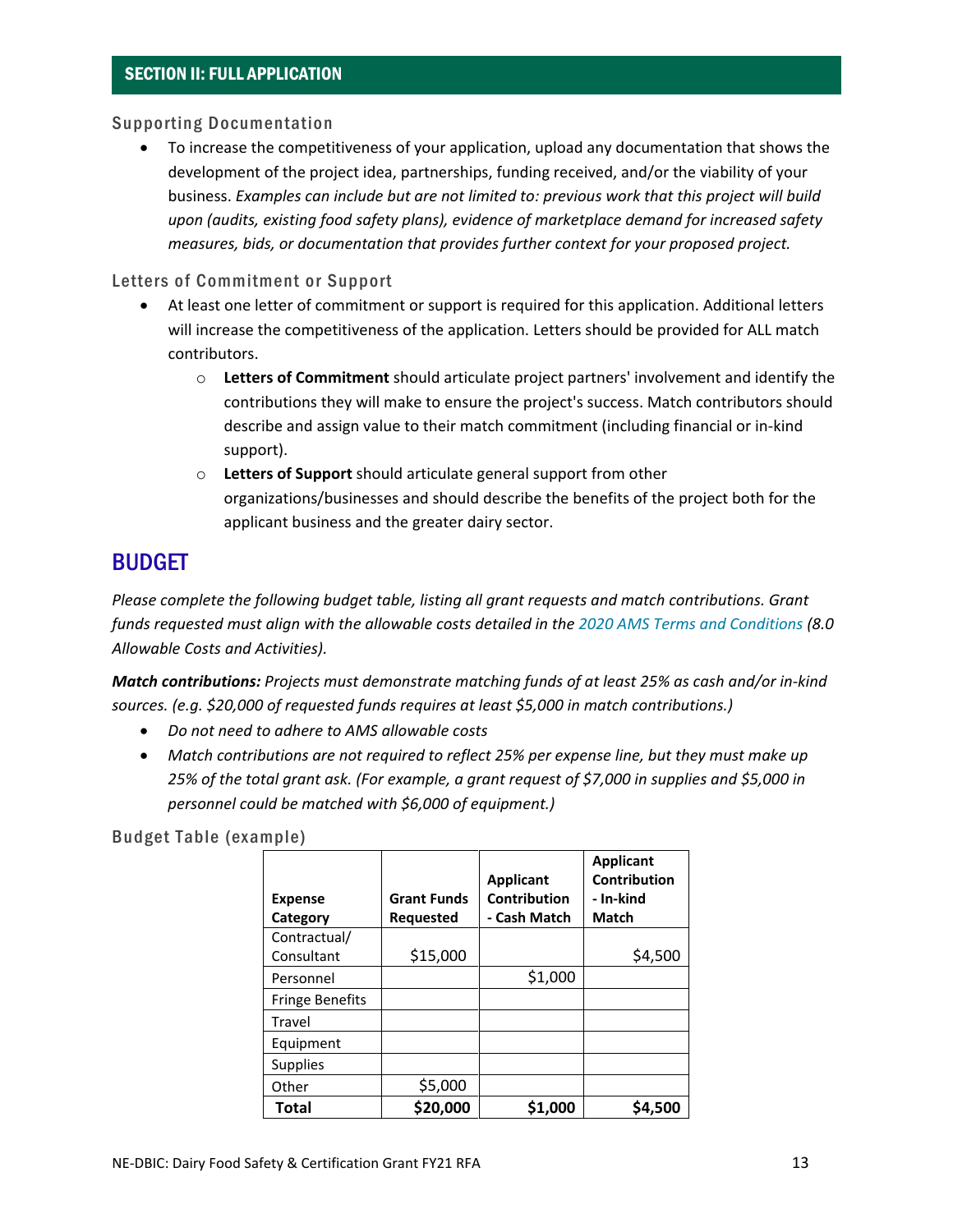## SECTION II: FULL APPLICATION

### Supporting Documentation

- To increase the competitiveness of your application, upload any documentation that shows the development of the project idea, partnerships, funding received, and/or the viability of your business. *Examples can include but are not limited to: previous work that this project will build upon (audits, existing food safety plans), evidence of marketplace demand for increased safety measures, bids, or documentation that provides further context for your proposed project.*

### Letters of Commitment or Support

- At least one letter of commitment or support is required for this application. Additional letters will increase the competitiveness of the application. Letters should be provided for ALL match contributors.
  - **Letters of Commitment** should articulate project partners' involvement and identify the contributions they will make to ensure the project's success. Match contributors should describe and assign value to their match commitment (including financial or in-kind support).
  - **Letters of Support** should articulate general support from other organizations/businesses and should describe the benefits of the project both for the applicant business and the greater dairy sector.

# BUDGET

*Please complete the following budget table, listing all grant requests and match contributions. Grant funds requested must align with the allowable costs detailed in the 2020 AMS Terms and Conditions (8.0 Allowable Costs and Activities).*

***Match contributions:*** *Projects must demonstrate matching funds of at least 25% as cash and/or in-kind sources. (e.g. $20,000 of requested funds requires at least $5,000 in match contributions.)*

- *Do not need to adhere to AMS allowable costs*
- *Match contributions are not required to reflect 25% per expense line, but they must make up 25% of the total grant ask. (For example, a grant request of $7,000 in supplies and $5,000 in personnel could be matched with $6,000 of equipment.)*

### Budget Table (example)

| Expense Category | Grant Funds Requested | Applicant Contribution - Cash Match | Applicant Contribution - In-kind Match |
|---|---|---|---|
| Contractual/ Consultant | $15,000 | | $4,500 |
| Personnel | | $1,000 | |
| Fringe Benefits | | | |
| Travel | | | |
| Equipment | | | |
| Supplies | | | |
| Other | $5,000 | | |
| **Total** | **$20,000** | **$1,000** | **$4,500** |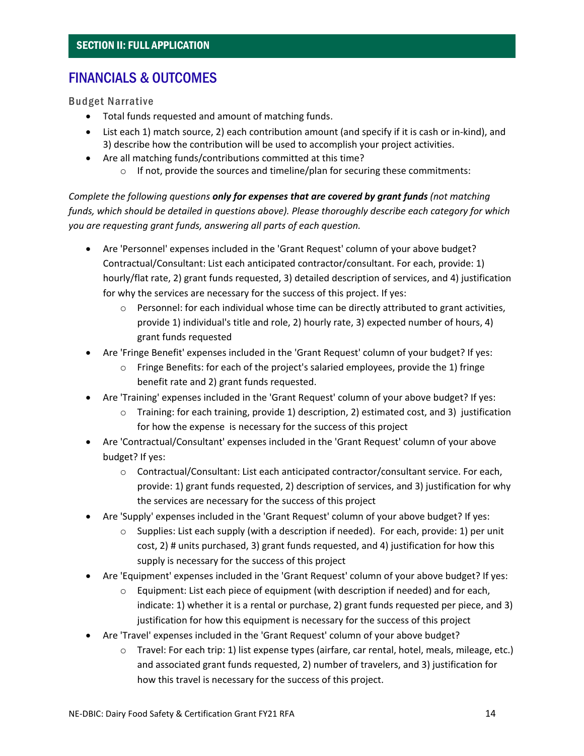## SECTION II: FULL APPLICATION

# FINANCIALS & OUTCOMES

### Budget Narrative

- Total funds requested and amount of matching funds.
- List each 1) match source, 2) each contribution amount (and specify if it is cash or in-kind), and 3) describe how the contribution will be used to accomplish your project activities.
- Are all matching funds/contributions committed at this time?
  - If not, provide the sources and timeline/plan for securing these commitments:

*Complete the following questions* ***only for expenses that are covered by grant funds*** *(not matching funds, which should be detailed in questions above). Please thoroughly describe each category for which you are requesting grant funds, answering all parts of each question.*

- Are 'Personnel' expenses included in the 'Grant Request' column of your above budget? Contractual/Consultant: List each anticipated contractor/consultant. For each, provide: 1) hourly/flat rate, 2) grant funds requested, 3) detailed description of services, and 4) justification for why the services are necessary for the success of this project. If yes:
  - Personnel: for each individual whose time can be directly attributed to grant activities, provide 1) individual's title and role, 2) hourly rate, 3) expected number of hours, 4) grant funds requested
- Are 'Fringe Benefit' expenses included in the 'Grant Request' column of your budget? If yes:
  - Fringe Benefits: for each of the project's salaried employees, provide the 1) fringe benefit rate and 2) grant funds requested.
- Are 'Training' expenses included in the 'Grant Request' column of your above budget? If yes:
  - Training: for each training, provide 1) description, 2) estimated cost, and 3) justification for how the expense is necessary for the success of this project
- Are 'Contractual/Consultant' expenses included in the 'Grant Request' column of your above budget? If yes:
  - Contractual/Consultant: List each anticipated contractor/consultant service. For each, provide: 1) grant funds requested, 2) description of services, and 3) justification for why the services are necessary for the success of this project
- Are 'Supply' expenses included in the 'Grant Request' column of your above budget? If yes:
  - Supplies: List each supply (with a description if needed). For each, provide: 1) per unit cost, 2) # units purchased, 3) grant funds requested, and 4) justification for how this supply is necessary for the success of this project
- Are 'Equipment' expenses included in the 'Grant Request' column of your above budget? If yes:
  - Equipment: List each piece of equipment (with description if needed) and for each, indicate: 1) whether it is a rental or purchase, 2) grant funds requested per piece, and 3) justification for how this equipment is necessary for the success of this project
- Are 'Travel' expenses included in the 'Grant Request' column of your above budget?
  - Travel: For each trip: 1) list expense types (airfare, car rental, hotel, meals, mileage, etc.) and associated grant funds requested, 2) number of travelers, and 3) justification for how this travel is necessary for the success of this project.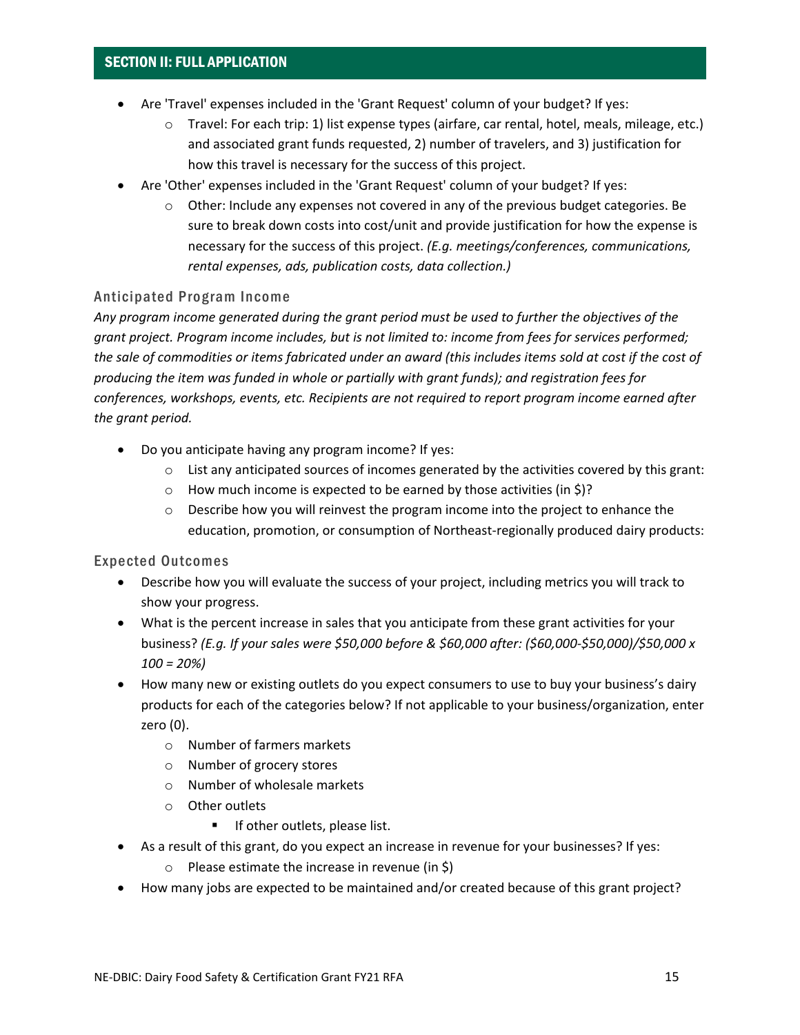## SECTION II: FULL APPLICATION

- Are 'Travel' expenses included in the 'Grant Request' column of your budget? If yes:
    - Travel: For each trip: 1) list expense types (airfare, car rental, hotel, meals, mileage, etc.) and associated grant funds requested, 2) number of travelers, and 3) justification for how this travel is necessary for the success of this project.
- Are 'Other' expenses included in the 'Grant Request' column of your budget? If yes:
    - Other: Include any expenses not covered in any of the previous budget categories. Be sure to break down costs into cost/unit and provide justification for how the expense is necessary for the success of this project. *(E.g. meetings/conferences, communications, rental expenses, ads, publication costs, data collection.)*

### Anticipated Program Income

*Any program income generated during the grant period must be used to further the objectives of the grant project. Program income includes, but is not limited to: income from fees for services performed; the sale of commodities or items fabricated under an award (this includes items sold at cost if the cost of producing the item was funded in whole or partially with grant funds); and registration fees for conferences, workshops, events, etc. Recipients are not required to report program income earned after the grant period.*

- Do you anticipate having any program income? If yes:
    - List any anticipated sources of incomes generated by the activities covered by this grant:
    - How much income is expected to be earned by those activities (in $)?
    - Describe how you will reinvest the program income into the project to enhance the education, promotion, or consumption of Northeast-regionally produced dairy products:

### Expected Outcomes

- Describe how you will evaluate the success of your project, including metrics you will track to show your progress.
- What is the percent increase in sales that you anticipate from these grant activities for your business? *(E.g. If your sales were $50,000 before & $60,000 after: ($60,000-$50,000)/$50,000 x 100 = 20%)*
- How many new or existing outlets do you expect consumers to use to buy your business's dairy products for each of the categories below? If not applicable to your business/organization, enter zero (0).
    - Number of farmers markets
    - Number of grocery stores
    - Number of wholesale markets
    - Other outlets
        - If other outlets, please list.
- As a result of this grant, do you expect an increase in revenue for your businesses? If yes:
    - Please estimate the increase in revenue (in $)
- How many jobs are expected to be maintained and/or created because of this grant project?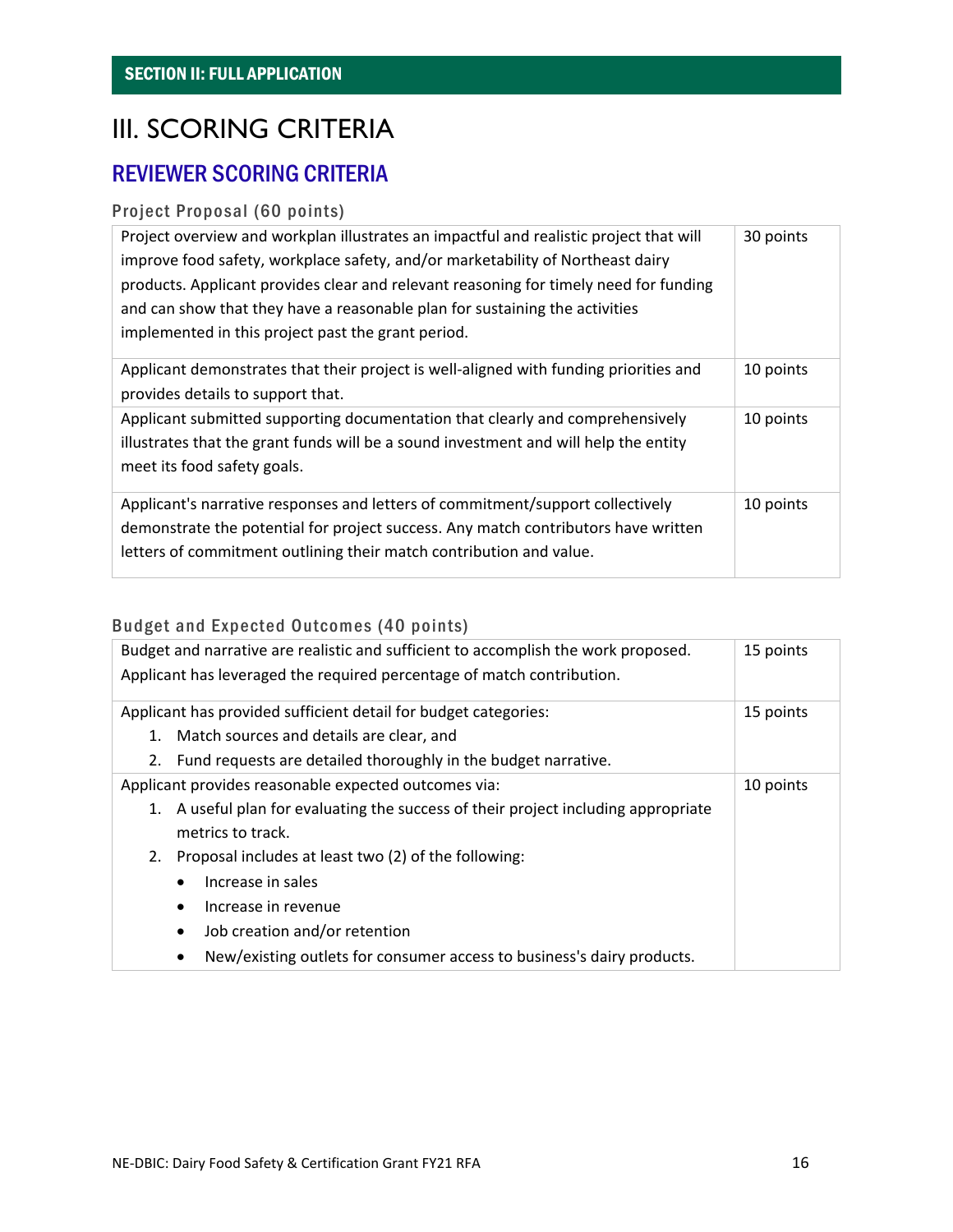**SECTION II: FULL APPLICATION**

# III. SCORING CRITERIA

## REVIEWER SCORING CRITERIA

### Project Proposal (60 points)

| Criteria | Points |
| --- | --- |
| Project overview and workplan illustrates an impactful and realistic project that will improve food safety, workplace safety, and/or marketability of Northeast dairy products. Applicant provides clear and relevant reasoning for timely need for funding and can show that they have a reasonable plan for sustaining the activities implemented in this project past the grant period. | 30 points |
| Applicant demonstrates that their project is well-aligned with funding priorities and provides details to support that. | 10 points |
| Applicant submitted supporting documentation that clearly and comprehensively illustrates that the grant funds will be a sound investment and will help the entity meet its food safety goals. | 10 points |
| Applicant's narrative responses and letters of commitment/support collectively demonstrate the potential for project success. Any match contributors have written letters of commitment outlining their match contribution and value. | 10 points |

### Budget and Expected Outcomes (40 points)

| Criteria | Points |
| --- | --- |
| Budget and narrative are realistic and sufficient to accomplish the work proposed. Applicant has leveraged the required percentage of match contribution. | 15 points |
| Applicant has provided sufficient detail for budget categories:<br>1. Match sources and details are clear, and<br>2. Fund requests are detailed thoroughly in the budget narrative. | 15 points |
| Applicant provides reasonable expected outcomes via:<br>1. A useful plan for evaluating the success of their project including appropriate metrics to track.<br>2. Proposal includes at least two (2) of the following:<br>• Increase in sales<br>• Increase in revenue<br>• Job creation and/or retention<br>• New/existing outlets for consumer access to business's dairy products. | 10 points |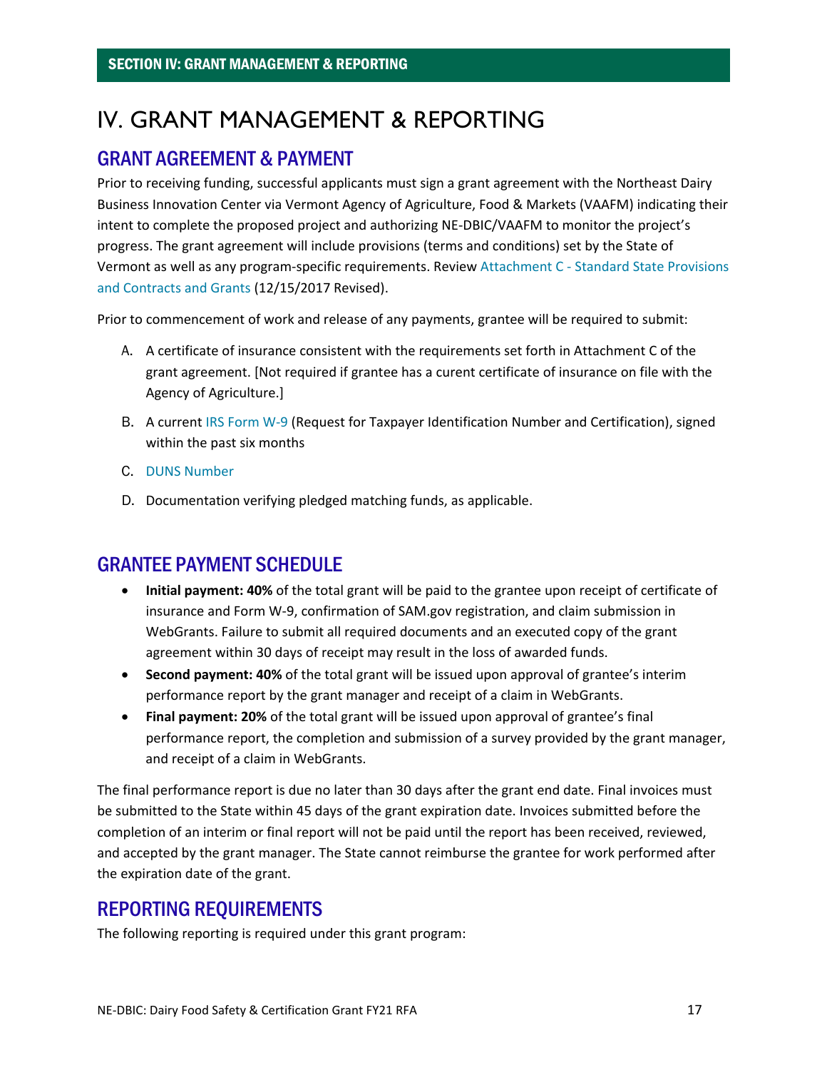# IV. GRANT MANAGEMENT & REPORTING

## GRANT AGREEMENT & PAYMENT

Prior to receiving funding, successful applicants must sign a grant agreement with the Northeast Dairy Business Innovation Center via Vermont Agency of Agriculture, Food & Markets (VAAFM) indicating their intent to complete the proposed project and authorizing NE-DBIC/VAAFM to monitor the project's progress. The grant agreement will include provisions (terms and conditions) set by the State of Vermont as well as any program-specific requirements. Review Attachment C - Standard State Provisions and Contracts and Grants (12/15/2017 Revised).

Prior to commencement of work and release of any payments, grantee will be required to submit:

A. A certificate of insurance consistent with the requirements set forth in Attachment C of the grant agreement. [Not required if grantee has a curent certificate of insurance on file with the Agency of Agriculture.]

B. A current IRS Form W-9 (Request for Taxpayer Identification Number and Certification), signed within the past six months

C. DUNS Number

D. Documentation verifying pledged matching funds, as applicable.

## GRANTEE PAYMENT SCHEDULE

- **Initial payment: 40%** of the total grant will be paid to the grantee upon receipt of certificate of insurance and Form W-9, confirmation of SAM.gov registration, and claim submission in WebGrants. Failure to submit all required documents and an executed copy of the grant agreement within 30 days of receipt may result in the loss of awarded funds.
- **Second payment: 40%** of the total grant will be issued upon approval of grantee's interim performance report by the grant manager and receipt of a claim in WebGrants.
- **Final payment: 20%** of the total grant will be issued upon approval of grantee's final performance report, the completion and submission of a survey provided by the grant manager, and receipt of a claim in WebGrants.

The final performance report is due no later than 30 days after the grant end date. Final invoices must be submitted to the State within 45 days of the grant expiration date. Invoices submitted before the completion of an interim or final report will not be paid until the report has been received, reviewed, and accepted by the grant manager. The State cannot reimburse the grantee for work performed after the expiration date of the grant.

## REPORTING REQUIREMENTS

The following reporting is required under this grant program: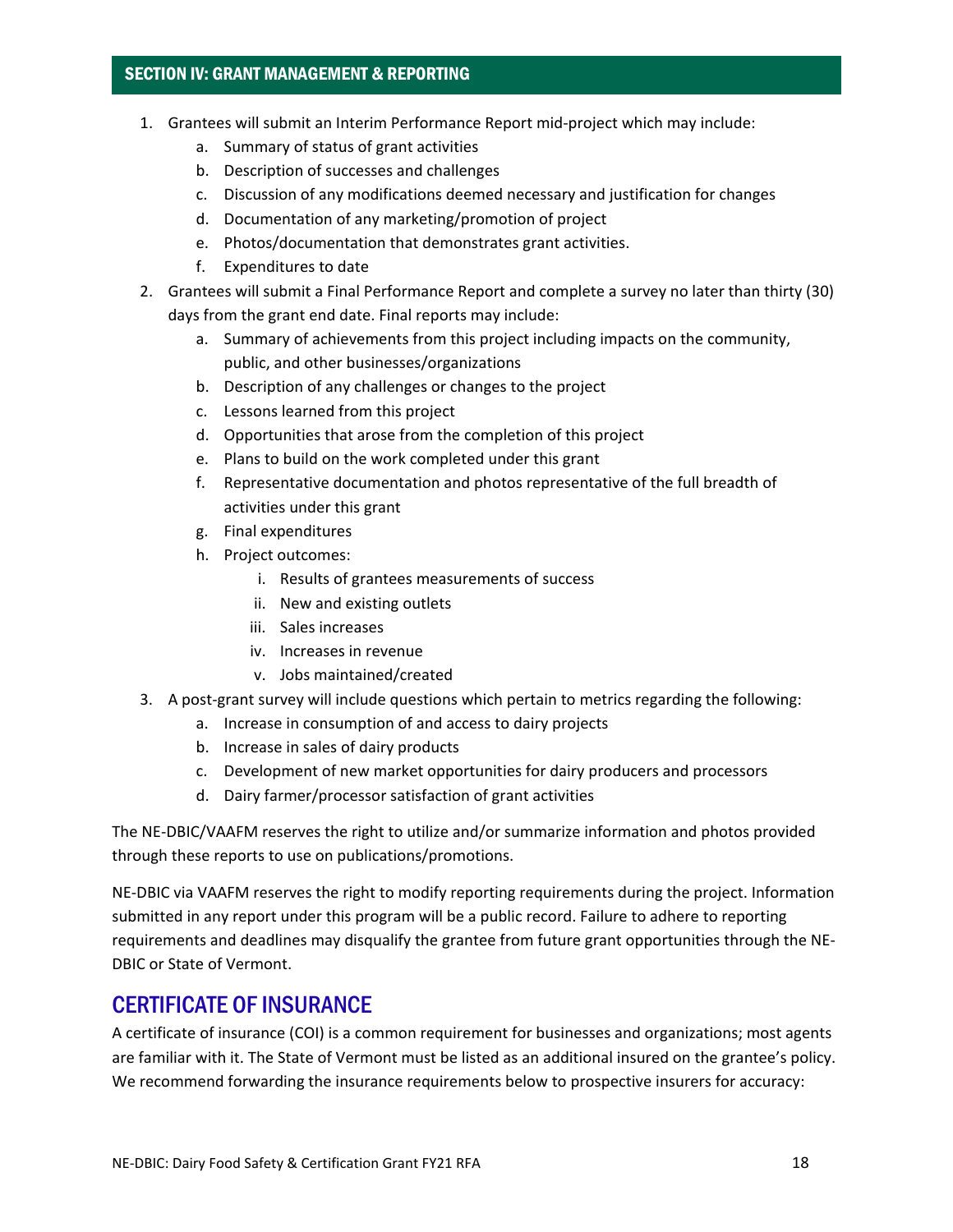## SECTION IV: GRANT MANAGEMENT & REPORTING

1. Grantees will submit an Interim Performance Report mid-project which may include:
    a. Summary of status of grant activities
    b. Description of successes and challenges
    c. Discussion of any modifications deemed necessary and justification for changes
    d. Documentation of any marketing/promotion of project
    e. Photos/documentation that demonstrates grant activities.
    f. Expenditures to date
2. Grantees will submit a Final Performance Report and complete a survey no later than thirty (30) days from the grant end date. Final reports may include:
    a. Summary of achievements from this project including impacts on the community, public, and other businesses/organizations
    b. Description of any challenges or changes to the project
    c. Lessons learned from this project
    d. Opportunities that arose from the completion of this project
    e. Plans to build on the work completed under this grant
    f. Representative documentation and photos representative of the full breadth of activities under this grant
    g. Final expenditures
    h. Project outcomes:
        i. Results of grantees measurements of success
        ii. New and existing outlets
        iii. Sales increases
        iv. Increases in revenue
        v. Jobs maintained/created
3. A post-grant survey will include questions which pertain to metrics regarding the following:
    a. Increase in consumption of and access to dairy projects
    b. Increase in sales of dairy products
    c. Development of new market opportunities for dairy producers and processors
    d. Dairy farmer/processor satisfaction of grant activities

The NE-DBIC/VAAFM reserves the right to utilize and/or summarize information and photos provided through these reports to use on publications/promotions.

NE-DBIC via VAAFM reserves the right to modify reporting requirements during the project. Information submitted in any report under this program will be a public record. Failure to adhere to reporting requirements and deadlines may disqualify the grantee from future grant opportunities through the NE-DBIC or State of Vermont.

## CERTIFICATE OF INSURANCE

A certificate of insurance (COI) is a common requirement for businesses and organizations; most agents are familiar with it. The State of Vermont must be listed as an additional insured on the grantee's policy. We recommend forwarding the insurance requirements below to prospective insurers for accuracy: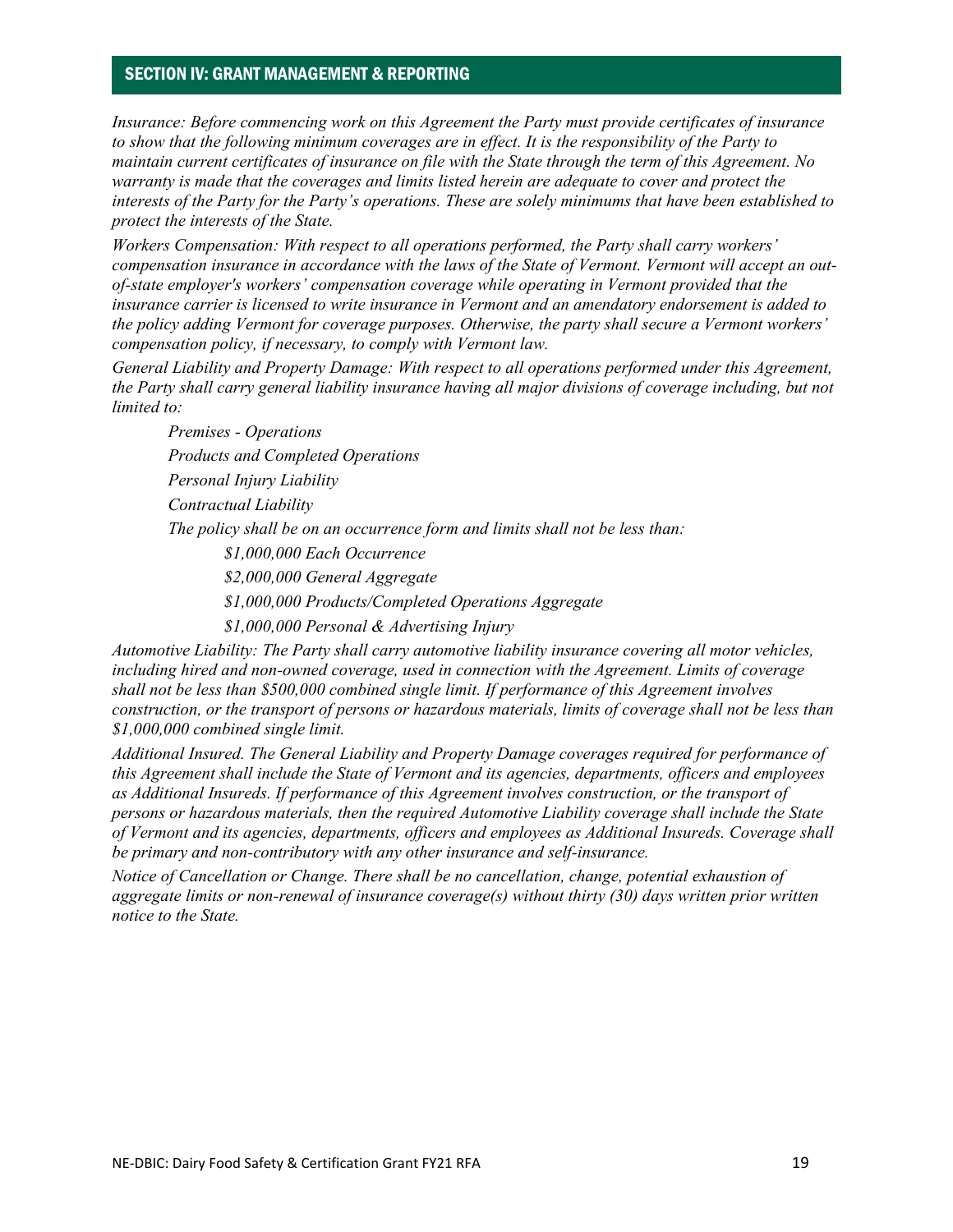## SECTION IV: GRANT MANAGEMENT & REPORTING

*Insurance: Before commencing work on this Agreement the Party must provide certificates of insurance to show that the following minimum coverages are in effect. It is the responsibility of the Party to maintain current certificates of insurance on file with the State through the term of this Agreement. No warranty is made that the coverages and limits listed herein are adequate to cover and protect the interests of the Party for the Party's operations. These are solely minimums that have been established to protect the interests of the State.*

*Workers Compensation: With respect to all operations performed, the Party shall carry workers' compensation insurance in accordance with the laws of the State of Vermont. Vermont will accept an out-of-state employer's workers' compensation coverage while operating in Vermont provided that the insurance carrier is licensed to write insurance in Vermont and an amendatory endorsement is added to the policy adding Vermont for coverage purposes. Otherwise, the party shall secure a Vermont workers' compensation policy, if necessary, to comply with Vermont law.*

*General Liability and Property Damage: With respect to all operations performed under this Agreement, the Party shall carry general liability insurance having all major divisions of coverage including, but not limited to:*

*Premises - Operations*

*Products and Completed Operations*

*Personal Injury Liability*

*Contractual Liability*

*The policy shall be on an occurrence form and limits shall not be less than:*

*$1,000,000 Each Occurrence*

*$2,000,000 General Aggregate*

*$1,000,000 Products/Completed Operations Aggregate*

*$1,000,000 Personal & Advertising Injury*

*Automotive Liability: The Party shall carry automotive liability insurance covering all motor vehicles, including hired and non-owned coverage, used in connection with the Agreement. Limits of coverage shall not be less than $500,000 combined single limit. If performance of this Agreement involves construction, or the transport of persons or hazardous materials, limits of coverage shall not be less than $1,000,000 combined single limit.*

*Additional Insured. The General Liability and Property Damage coverages required for performance of this Agreement shall include the State of Vermont and its agencies, departments, officers and employees as Additional Insureds. If performance of this Agreement involves construction, or the transport of persons or hazardous materials, then the required Automotive Liability coverage shall include the State of Vermont and its agencies, departments, officers and employees as Additional Insureds. Coverage shall be primary and non-contributory with any other insurance and self-insurance.*

*Notice of Cancellation or Change. There shall be no cancellation, change, potential exhaustion of aggregate limits or non-renewal of insurance coverage(s) without thirty (30) days written prior written notice to the State.*